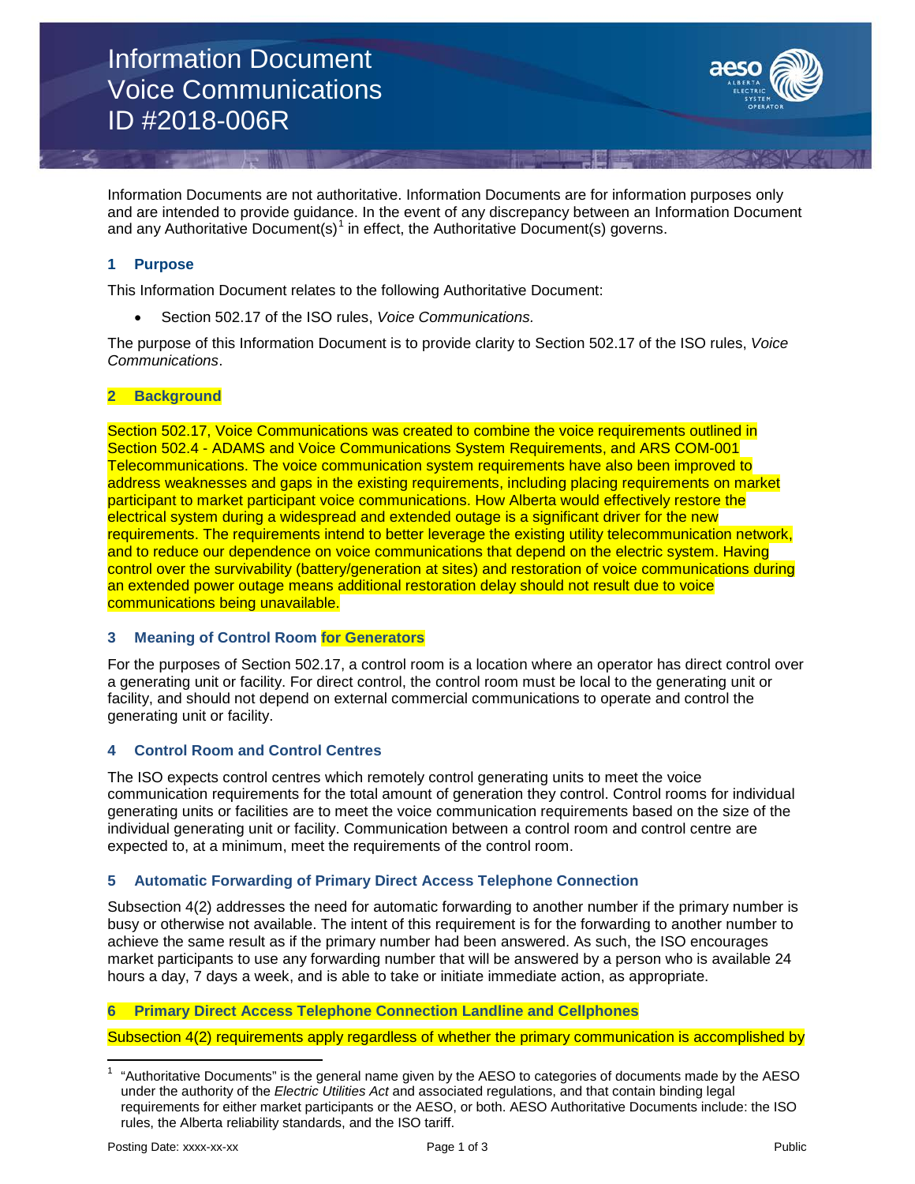# Information Document
# Voice Communications
# ID #2018-006R

Information Documents are not authoritative. Information Documents are for information purposes only and are intended to provide guidance. In the event of any discrepancy between an Information Document and any Authoritative Document(s)[1] in effect, the Authoritative Document(s) governs.

## 1 Purpose

This Information Document relates to the following Authoritative Document:

- Section 502.17 of the ISO rules, *Voice Communications.*

The purpose of this Information Document is to provide clarity to Section 502.17 of the ISO rules, *Voice Communications*.

## 2 Background

Section 502.17, Voice Communications was created to combine the voice requirements outlined in Section 502.4 - ADAMS and Voice Communications System Requirements, and ARS COM-001 Telecommunications. The voice communication system requirements have also been improved to address weaknesses and gaps in the existing requirements, including placing requirements on market participant to market participant voice communications. How Alberta would effectively restore the electrical system during a widespread and extended outage is a significant driver for the new requirements. The requirements intend to better leverage the existing utility telecommunication network, and to reduce our dependence on voice communications that depend on the electric system. Having control over the survivability (battery/generation at sites) and restoration of voice communications during an extended power outage means additional restoration delay should not result due to voice communications being unavailable.

## 3 Meaning of Control Room for Generators

For the purposes of Section 502.17, a control room is a location where an operator has direct control over a generating unit or facility. For direct control, the control room must be local to the generating unit or facility, and should not depend on external commercial communications to operate and control the generating unit or facility.

## 4 Control Room and Control Centres

The ISO expects control centres which remotely control generating units to meet the voice communication requirements for the total amount of generation they control. Control rooms for individual generating units or facilities are to meet the voice communication requirements based on the size of the individual generating unit or facility. Communication between a control room and control centre are expected to, at a minimum, meet the requirements of the control room.

## 5 Automatic Forwarding of Primary Direct Access Telephone Connection

Subsection 4(2) addresses the need for automatic forwarding to another number if the primary number is busy or otherwise not available. The intent of this requirement is for the forwarding to another number to achieve the same result as if the primary number had been answered. As such, the ISO encourages market participants to use any forwarding number that will be answered by a person who is available 24 hours a day, 7 days a week, and is able to take or initiate immediate action, as appropriate.

## 6 Primary Direct Access Telephone Connection Landline and Cellphones

Subsection 4(2) requirements apply regardless of whether the primary communication is accomplished by

---

[1] "Authoritative Documents" is the general name given by the AESO to categories of documents made by the AESO under the authority of the *Electric Utilities Act* and associated regulations, and that contain binding legal requirements for either market participants or the AESO, or both. AESO Authoritative Documents include: the ISO rules, the Alberta reliability standards, and the ISO tariff.

Posting Date: xxxx-xx-xx | Public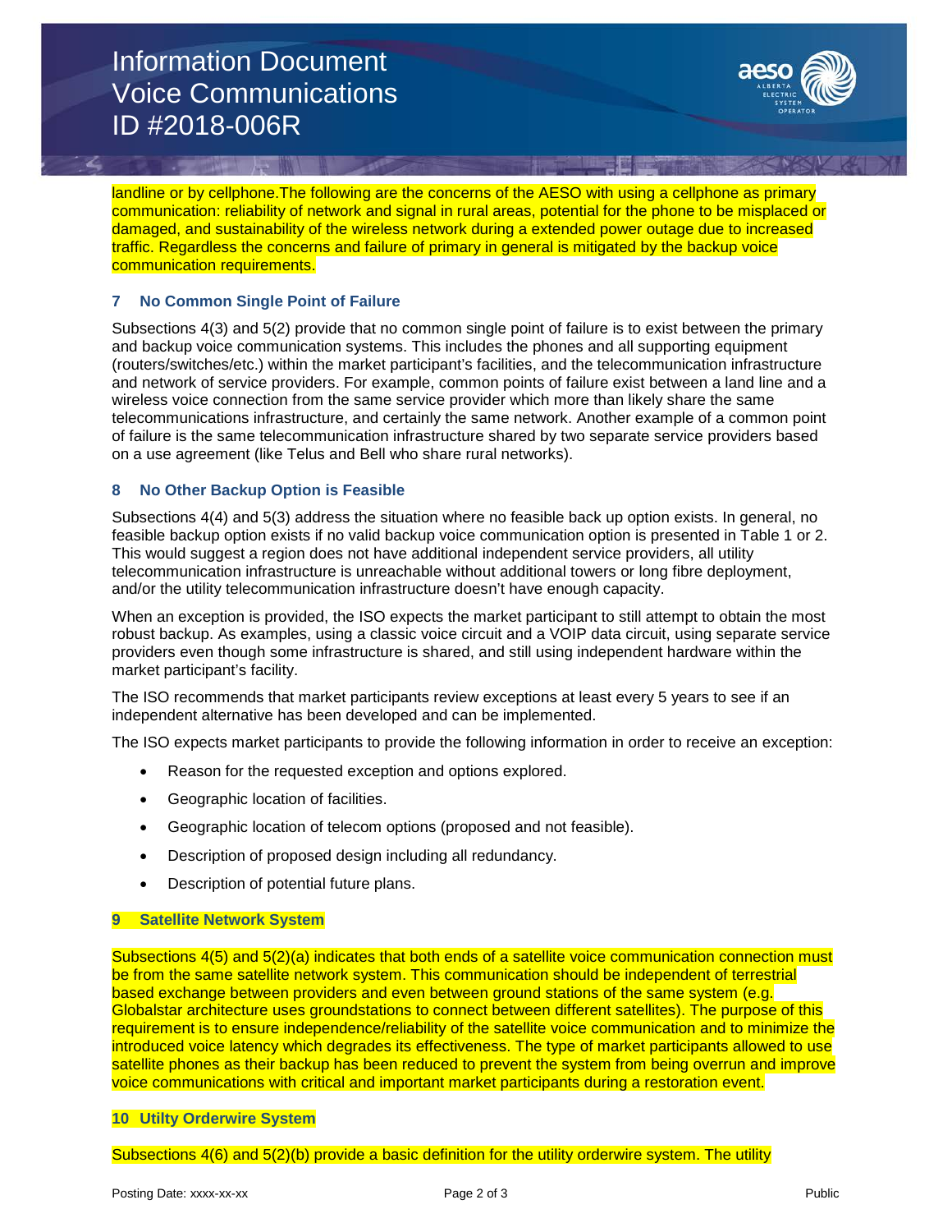landline or by cellphone.The following are the concerns of the AESO with using a cellphone as primary communication: reliability of network and signal in rural areas, potential for the phone to be misplaced or damaged, and sustainability of the wireless network during a extended power outage due to increased traffic. Regardless the concerns and failure of primary in general is mitigated by the backup voice communication requirements.

## 7 No Common Single Point of Failure

Subsections 4(3) and 5(2) provide that no common single point of failure is to exist between the primary and backup voice communication systems. This includes the phones and all supporting equipment (routers/switches/etc.) within the market participant's facilities, and the telecommunication infrastructure and network of service providers. For example, common points of failure exist between a land line and a wireless voice connection from the same service provider which more than likely share the same telecommunications infrastructure, and certainly the same network. Another example of a common point of failure is the same telecommunication infrastructure shared by two separate service providers based on a use agreement (like Telus and Bell who share rural networks).

## 8 No Other Backup Option is Feasible

Subsections 4(4) and 5(3) address the situation where no feasible back up option exists. In general, no feasible backup option exists if no valid backup voice communication option is presented in Table 1 or 2. This would suggest a region does not have additional independent service providers, all utility telecommunication infrastructure is unreachable without additional towers or long fibre deployment, and/or the utility telecommunication infrastructure doesn't have enough capacity.

When an exception is provided, the ISO expects the market participant to still attempt to obtain the most robust backup. As examples, using a classic voice circuit and a VOIP data circuit, using separate service providers even though some infrastructure is shared, and still using independent hardware within the market participant's facility.

The ISO recommends that market participants review exceptions at least every 5 years to see if an independent alternative has been developed and can be implemented.

The ISO expects market participants to provide the following information in order to receive an exception:

- Reason for the requested exception and options explored.
- Geographic location of facilities.
- Geographic location of telecom options (proposed and not feasible).
- Description of proposed design including all redundancy.
- Description of potential future plans.

## 9 Satellite Network System

Subsections 4(5) and 5(2)(a) indicates that both ends of a satellite voice communication connection must be from the same satellite network system. This communication should be independent of terrestrial based exchange between providers and even between ground stations of the same system (e.g. Globalstar architecture uses groundstations to connect between different satellites). The purpose of this requirement is to ensure independence/reliability of the satellite voice communication and to minimize the introduced voice latency which degrades its effectiveness. The type of market participants allowed to use satellite phones as their backup has been reduced to prevent the system from being overrun and improve voice communications with critical and important market participants during a restoration event.

## 10 Utilty Orderwire System

Subsections 4(6) and 5(2)(b) provide a basic definition for the utility orderwire system. The utility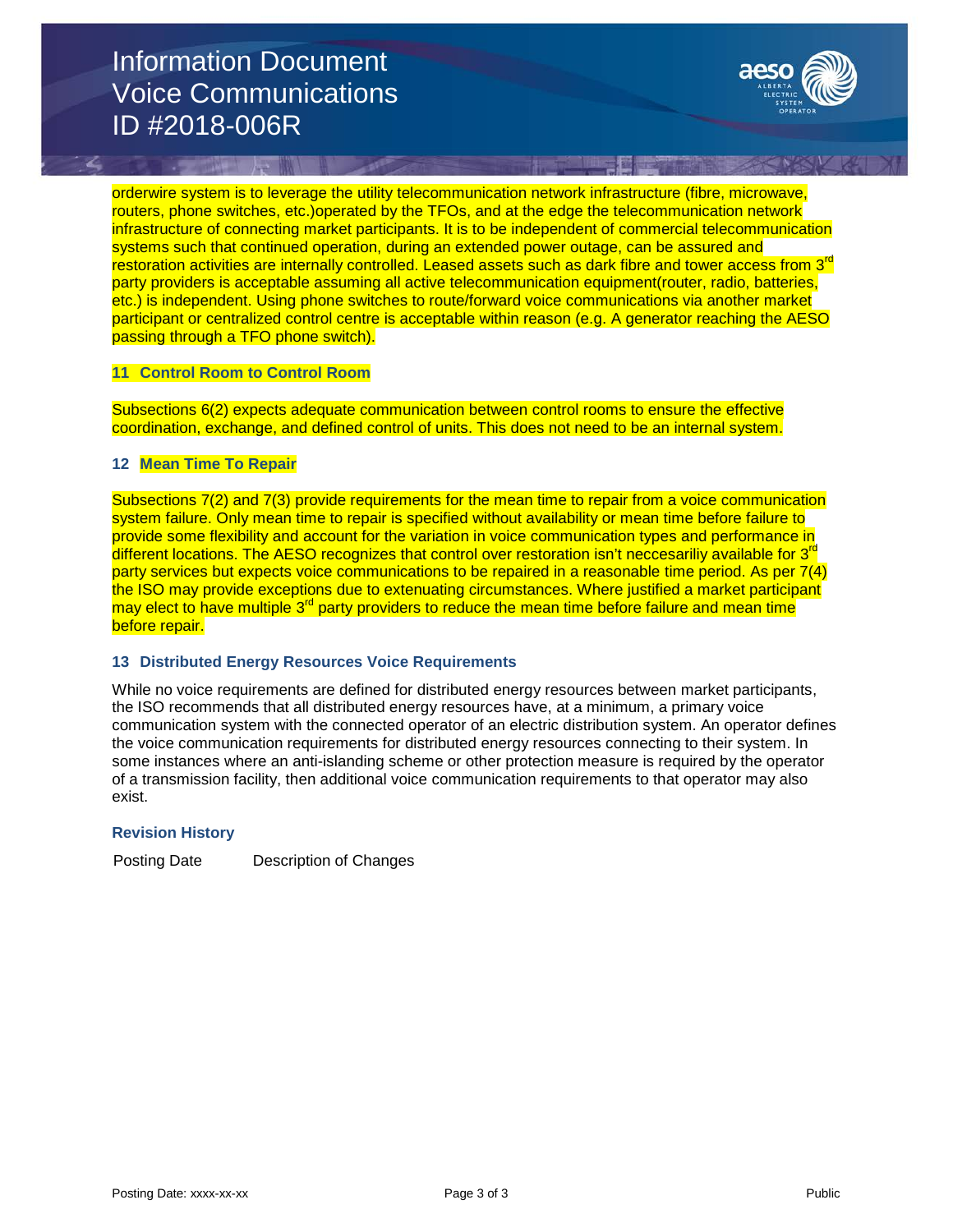orderwire system is to leverage the utility telecommunication network infrastructure (fibre, microwave, routers, phone switches, etc.)operated by the TFOs, and at the edge the telecommunication network infrastructure of connecting market participants. It is to be independent of commercial telecommunication systems such that continued operation, during an extended power outage, can be assured and restoration activities are internally controlled. Leased assets such as dark fibre and tower access from 3rd party providers is acceptable assuming all active telecommunication equipment(router, radio, batteries, etc.) is independent. Using phone switches to route/forward voice communications via another market participant or centralized control centre is acceptable within reason (e.g. A generator reaching the AESO passing through a TFO phone switch).

## 11 Control Room to Control Room

Subsections 6(2) expects adequate communication between control rooms to ensure the effective coordination, exchange, and defined control of units. This does not need to be an internal system.

## 12 Mean Time To Repair

Subsections 7(2) and 7(3) provide requirements for the mean time to repair from a voice communication system failure. Only mean time to repair is specified without availability or mean time before failure to provide some flexibility and account for the variation in voice communication types and performance in different locations. The AESO recognizes that control over restoration isn't neccesariliy available for 3rd party services but expects voice communications to be repaired in a reasonable time period. As per 7(4) the ISO may provide exceptions due to extenuating circumstances. Where justified a market participant may elect to have multiple 3rd party providers to reduce the mean time before failure and mean time before repair.

## 13 Distributed Energy Resources Voice Requirements

While no voice requirements are defined for distributed energy resources between market participants, the ISO recommends that all distributed energy resources have, at a minimum, a primary voice communication system with the connected operator of an electric distribution system. An operator defines the voice communication requirements for distributed energy resources connecting to their system. In some instances where an anti-islanding scheme or other protection measure is required by the operator of a transmission facility, then additional voice communication requirements to that operator may also exist.

## Revision History

| Posting Date | Description of Changes |
| --- | --- |
| | |